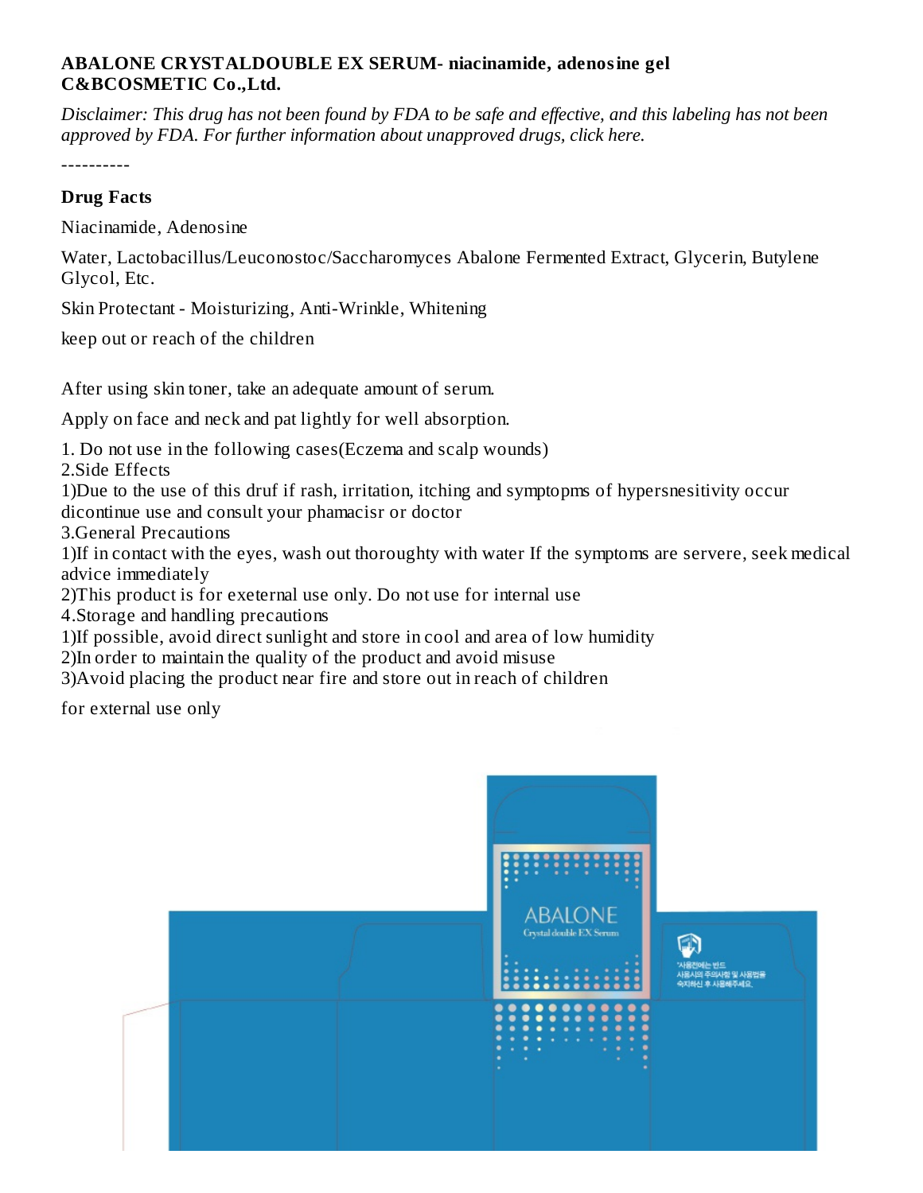**ABALONE CRYSTALDOUBLE EX SERUM- niacinamide, adenosine gel**
**C&BCOSMETIC Co.,Ltd.**

*Disclaimer: This drug has not been found by FDA to be safe and effective, and this labeling has not been approved by FDA. For further information about unapproved drugs, click here.*

----------

### Drug Facts

Niacinamide, Adenosine

Water, Lactobacillus/Leuconostoc/Saccharomyces Abalone Fermented Extract, Glycerin, Butylene Glycol, Etc.

Skin Protectant - Moisturizing, Anti-Wrinkle, Whitening

keep out or reach of the children

After using skin toner, take an adequate amount of serum.

Apply on face and neck and pat lightly for well absorption.

1. Do not use in the following cases(Eczema and scalp wounds)
2.Side Effects
1)Due to the use of this druf if rash, irritation, itching and symptopms of hypersnesitivity occur dicontinue use and consult your phamacisr or doctor
3.General Precautions
1)If in contact with the eyes, wash out thoroughty with water If the symptoms are servere, seek medical advice immediately
2)This product is for exeternal use only. Do not use for internal use
4.Storage and handling precautions
1)If possible, avoid direct sunlight and store in cool and area of low humidity
2)In order to maintain the quality of the product and avoid misuse
3)Avoid placing the product near fire and store out in reach of children

for external use only

ABALONE
Crystal double EX Serum

*사용전에는 반드
사용시의 주의사항 및 사용법을
숙지하신 후 사용해주세요.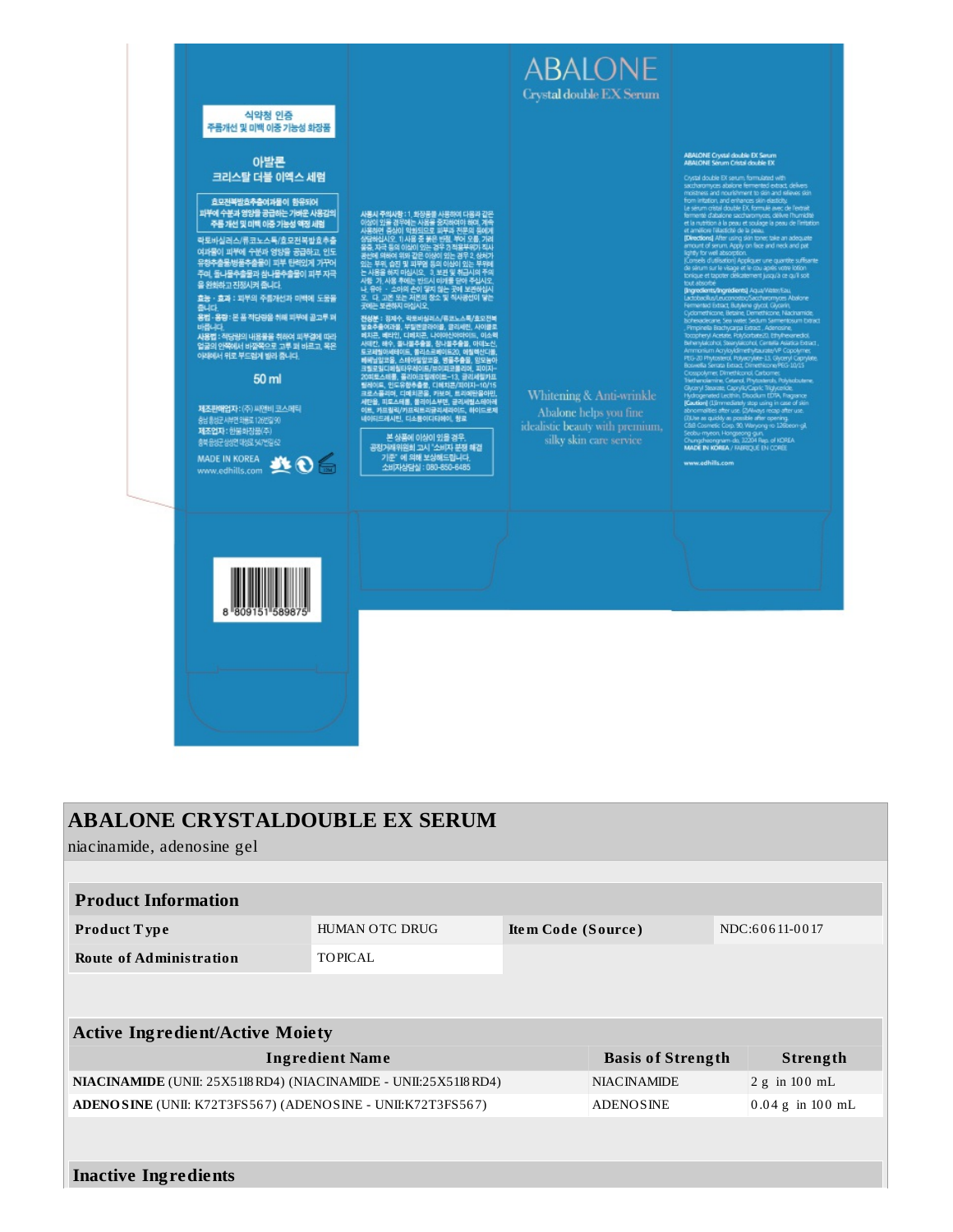식약청 인증
주름개선 및 미백 이중 기능성 화장품

아발론
크리스탈 더블 이엑스 세럼

효모전복발효추출여과물이 함유되어
피부에 수분과 영양을 공급하는 가벼운 사용감의
주름 개선 및 미백 이중 기능성 액정 세럼

락토바실러스/류코노스톡/효모전복발효추출여과물이 피부에 수분과 영양을 공급하고, 인도유향추출물/병풀추출물이 피부 탄력있게 가꾸어주며, 돌나물추출물과 참나물추출물이 피부 자극을 완화하고 진정시켜 줍니다.

효능 · 효과 : 피부의 주름개선과 미백에 도움을 줍니다.

용법 · 용량 : 본 품 적당량을 취해 피부에 골고루 펴 바릅니다.

사용법 : 적당량의 내용물을 취하여 피부결에 따라 얼굴의 안쪽에서 바깥쪽으로 고루 펴 바르고, 목은 아래에서 위로 부드럽게 발라 줍니다.

50 ml

제조판매업자 : (주) 씨앤비 코스메틱

제조업자 : 한불화장품(주)

MADE IN KOREA
www.edhills.com

사용시 주의사항 : 1. 화장품을 사용하여 다음과 같은 이상이 있을 경우에는 사용을 중지하여야 하며, 계속 사용하면 증상이 악화되므로 피부과 전문의 등에게 상담하십시오. 1) 사용 중 붉은 반점, 부어 오름, 가려움증, 자극 등의 이상이 있는 경우 2) 적용부위가 직사광선에 의하여 위와 같은 이상이 있는 경우 2. 상처가 있는 부위, 습진 및 피부염 등의 이상이 있는 부위에는 사용을 하지 마십시오. 3. 보관 및 취급시의 주의사항 가. 사용 후에는 반드시 마개를 닫아 주십시오. 나. 유아 · 소아의 손이 닿지 않는 곳에 보관하십시오. 다. 고온 또는 저온의 장소 및 직사광선이 닿는 곳에는 보관하지 마십시오.

전성분 : 정제수, 락토바실러스/류코노스톡/효모전복발효추출여과물, 부틸렌글라이콜, 글리세린, 사이클로펜타실록산, 베타인, 다이메티콘, 나이아신아마이드, 이소헥사데칸, 해수, 돌나물추출물, 참나물추출물, 아데노신, 토코페릴아세테이트, 폴리소르베이트20, 에틸헥산다이올, 베헤닐알코올, 스테아릴알코올, 병풀추출물, 인도유향추출물, ...

본 상품에 이상이 있을 경우 공정거래위원회 고시 "소비자 분쟁 해결 기준" 에 의해 보상해드립니다.
소비자상담실 : 080-850-6485

# ABALONE
Crystal double EX Serum

Whitening & Anti-wrinkle
Abalone helps you fine idealistic beauty with premium, silky skin care service

ABALONE Crystal double EX Serum
ABALONE Serum Cristal double EX

Crystal double EX serum, formulated with saccharomyces abalone fermented extract, delivers moistness and nourishment to skin and relieves skin from irritation, and enhances skin elasticity.
Le sérum cristal double EX, formulé avec de l'extrait fermenté d'abalone saccharomyces, délivre l'humidité et la nutrition à la peau et soulage la peau de l'irritation et améliore l'élasticité de la peau.

[Directions] After using skin toner, take an adequate amount of serum. Apply on face and neck and pat lightly for well absorption.
[Conseils d'utilisation] Appliquer une quantité suffisante de sérum sur le visage et le cou après votre lotion tonique et tapoter délicatement jusqu'à ce qu'il soit tout absorbé

[Ingredients/Ingrédients] Aqua/Water/Eau, Lactobacillus/Leuconostoc/Saccharomyces Abalone Fermented Extract, Butylene glycol, Glycerin, Cyclomethicone, Betaine, Dimethicone, Niacinamide, Isohexadecane, Sea water, Sedum Sarmentosum Extract, Pimpinella Brachycarpa Extract, Adenosine, Tocopheryl Acetate, Polysorbate20, Ethylhexanediol, Behenylalcohol, Stearylalcohol, Centella Asiatica Extract, Ammonium Acryloyldimethyltaurate/VP Copolymer, PEG-20 Phytosterol, Polyacrylate-13, Glyceryl Caprylate, Boswellia Serrata Extract, Dimethicone/PEG-10/15 Crosspolymer, Dimethiconol, Carbomer, Triethanolamine, Cetanol, Phytosterols, Polyisobutene, Glyceryl Stearate, Caprylic/Capric Triglyceride, Hydrogenated Lecithin, Disodium EDTA, Fragrance

[Caution] (1)Immediately stop using in case of skin abnormalities after use. (2)Always recap after use. (3)Use as quickly as possible after opening.

C&B Cosmetic Corp. 90, Waryong-ro 126beon-gil, Seobu-myeon, Hongseong-gun, Chungcheongnam-do, 32204 Rep. of KOREA
MADE IN KOREA / FABRIQUE EN COREE

www.edhills.com

8 809151 589875

# ABALONE CRYSTALDOUBLE EX SERUM

niacinamide, adenosine gel

## Product Information

| Product Type | HUMAN OTC DRUG | Item Code (Source) | NDC:60611-0017 |
|---|---|---|---|
| Route of Administration | TOPICAL | | |

## Active Ingredient/Active Moiety

| Ingredient Name | Basis of Strength | Strength |
|---|---|---|
| **NIACINAMIDE** (UNII: 25X51I8RD4) (NIACINAMIDE - UNII:25X51I8RD4) | NIACINAMIDE | 2 g in 100 mL |
| **ADENOSINE** (UNII: K72T3FS567) (ADENOSINE - UNII:K72T3FS567) | ADENOSINE | 0.04 g in 100 mL |

## Inactive Ingredients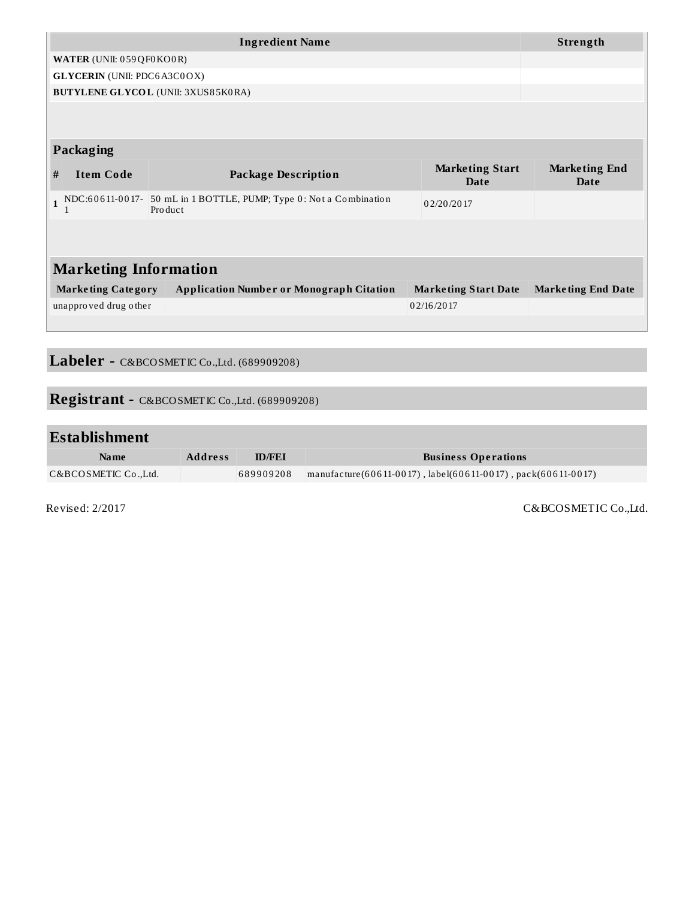| Ingredient Name | Strength |
|---|---|
| **WATER** (UNII: 059QF0KO0R) | |
| **GLYCERIN** (UNII: PDC6A3C0OX) | |
| **BUTYLENE GLYCOL** (UNII: 3XUS85K0RA) | |

## Packaging

| # | Item Code | Package Description | Marketing Start Date | Marketing End Date |
|---|---|---|---|---|
| 1 | NDC:60611-0017-1 | 50 mL in 1 BOTTLE, PUMP; Type 0: Not a Combination Product | 02/20/2017 | |

## Marketing Information

| Marketing Category | Application Number or Monograph Citation | Marketing Start Date | Marketing End Date |
|---|---|---|---|
| unapproved drug other | | 02/16/2017 | |

## Labeler - C&BCOSMETIC Co.,Ltd. (689909208)

## Registrant - C&BCOSMETIC Co.,Ltd. (689909208)

## Establishment

| Name | Address | ID/FEI | Business Operations |
|---|---|---|---|
| C&BCOSMETIC Co.,Ltd. | | 689909208 | manufacture(60611-0017) , label(60611-0017) , pack(60611-0017) |

Revised: 2/2017

C&BCOSMETIC Co.,Ltd.